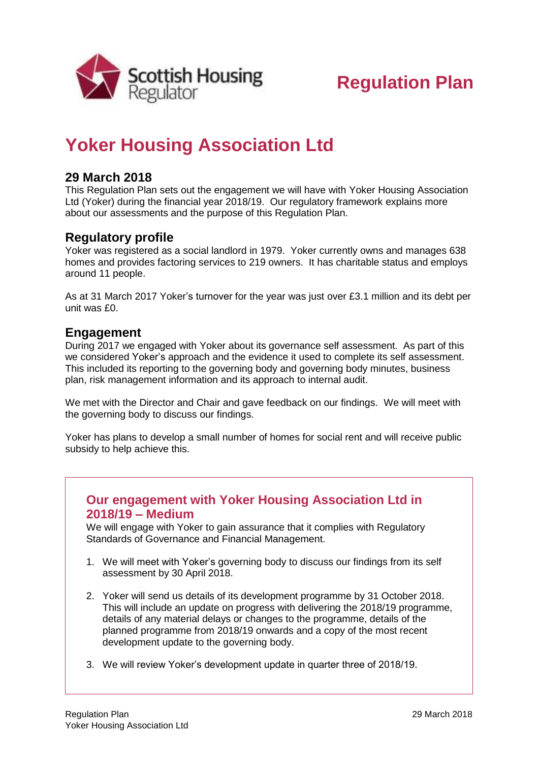Scottish Housing Regulator

# Regulation Plan

# Yoker Housing Association Ltd

## 29 March 2018

This Regulation Plan sets out the engagement we will have with Yoker Housing Association Ltd (Yoker) during the financial year 2018/19. Our regulatory framework explains more about our assessments and the purpose of this Regulation Plan.

## Regulatory profile

Yoker was registered as a social landlord in 1979. Yoker currently owns and manages 638 homes and provides factoring services to 219 owners. It has charitable status and employs around 11 people.

As at 31 March 2017 Yoker's turnover for the year was just over £3.1 million and its debt per unit was £0.

## Engagement

During 2017 we engaged with Yoker about its governance self assessment. As part of this we considered Yoker's approach and the evidence it used to complete its self assessment. This included its reporting to the governing body and governing body minutes, business plan, risk management information and its approach to internal audit.

We met with the Director and Chair and gave feedback on our findings. We will meet with the governing body to discuss our findings.

Yoker has plans to develop a small number of homes for social rent and will receive public subsidy to help achieve this.

### Our engagement with Yoker Housing Association Ltd in 2018/19 – Medium

We will engage with Yoker to gain assurance that it complies with Regulatory Standards of Governance and Financial Management.

1. We will meet with Yoker's governing body to discuss our findings from its self assessment by 30 April 2018.
2. Yoker will send us details of its development programme by 31 October 2018. This will include an update on progress with delivering the 2018/19 programme, details of any material delays or changes to the programme, details of the planned programme from 2018/19 onwards and a copy of the most recent development update to the governing body.
3. We will review Yoker's development update in quarter three of 2018/19.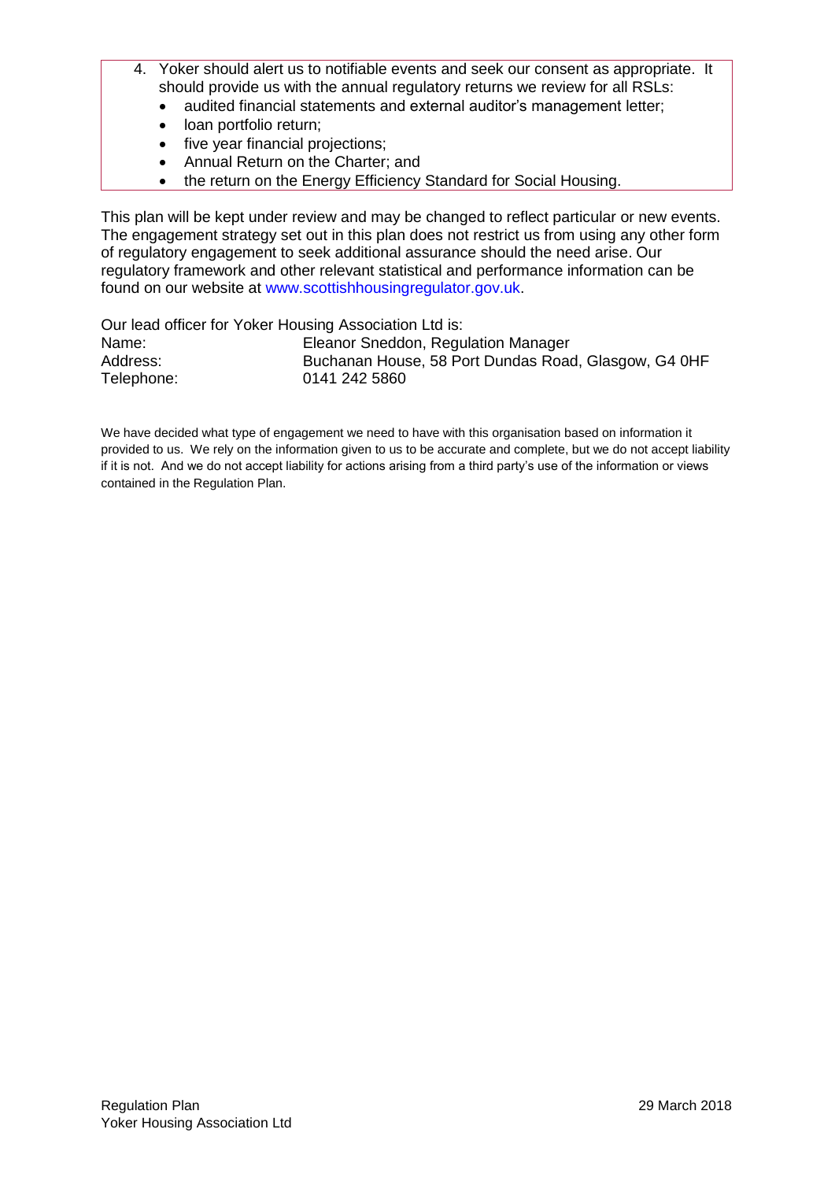4. Yoker should alert us to notifiable events and seek our consent as appropriate. It should provide us with the annual regulatory returns we review for all RSLs:
   - audited financial statements and external auditor's management letter;
   - loan portfolio return;
   - five year financial projections;
   - Annual Return on the Charter; and
   - the return on the Energy Efficiency Standard for Social Housing.

This plan will be kept under review and may be changed to reflect particular or new events. The engagement strategy set out in this plan does not restrict us from using any other form of regulatory engagement to seek additional assurance should the need arise. Our regulatory framework and other relevant statistical and performance information can be found on our website at www.scottishhousingregulator.gov.uk.

Our lead officer for Yoker Housing Association Ltd is:

| | |
|---|---|
| Name: | Eleanor Sneddon, Regulation Manager |
| Address: | Buchanan House, 58 Port Dundas Road, Glasgow, G4 0HF |
| Telephone: | 0141 242 5860 |

We have decided what type of engagement we need to have with this organisation based on information it provided to us. We rely on the information given to us to be accurate and complete, but we do not accept liability if it is not. And we do not accept liability for actions arising from a third party's use of the information or views contained in the Regulation Plan.